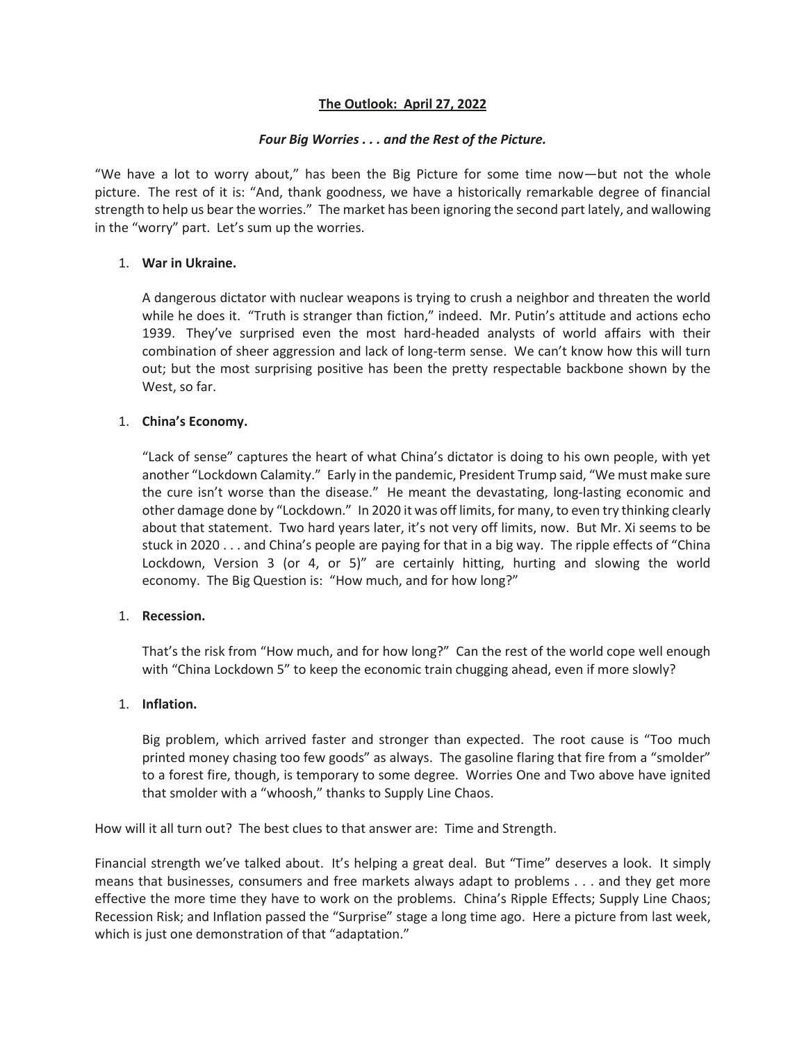**The Outlook: April 27, 2022**

***Four Big Worries . . . and the Rest of the Picture.***

"We have a lot to worry about," has been the Big Picture for some time now—but not the whole picture. The rest of it is: "And, thank goodness, we have a historically remarkable degree of financial strength to help us bear the worries." The market has been ignoring the second part lately, and wallowing in the "worry" part. Let's sum up the worries.

1. **War in Ukraine.**

   A dangerous dictator with nuclear weapons is trying to crush a neighbor and threaten the world while he does it. "Truth is stranger than fiction," indeed. Mr. Putin's attitude and actions echo 1939. They've surprised even the most hard-headed analysts of world affairs with their combination of sheer aggression and lack of long-term sense. We can't know how this will turn out; but the most surprising positive has been the pretty respectable backbone shown by the West, so far.

1. **China's Economy.**

   "Lack of sense" captures the heart of what China's dictator is doing to his own people, with yet another "Lockdown Calamity." Early in the pandemic, President Trump said, "We must make sure the cure isn't worse than the disease." He meant the devastating, long-lasting economic and other damage done by "Lockdown." In 2020 it was off limits, for many, to even try thinking clearly about that statement. Two hard years later, it's not very off limits, now. But Mr. Xi seems to be stuck in 2020 . . . and China's people are paying for that in a big way. The ripple effects of "China Lockdown, Version 3 (or 4, or 5)" are certainly hitting, hurting and slowing the world economy. The Big Question is: "How much, and for how long?"

1. **Recession.**

   That's the risk from "How much, and for how long?" Can the rest of the world cope well enough with "China Lockdown 5" to keep the economic train chugging ahead, even if more slowly?

1. **Inflation.**

   Big problem, which arrived faster and stronger than expected. The root cause is "Too much printed money chasing too few goods" as always. The gasoline flaring that fire from a "smolder" to a forest fire, though, is temporary to some degree. Worries One and Two above have ignited that smolder with a "whoosh," thanks to Supply Line Chaos.

How will it all turn out? The best clues to that answer are: Time and Strength.

Financial strength we've talked about. It's helping a great deal. But "Time" deserves a look. It simply means that businesses, consumers and free markets always adapt to problems . . . and they get more effective the more time they have to work on the problems. China's Ripple Effects; Supply Line Chaos; Recession Risk; and Inflation passed the "Surprise" stage a long time ago. Here a picture from last week, which is just one demonstration of that "adaptation."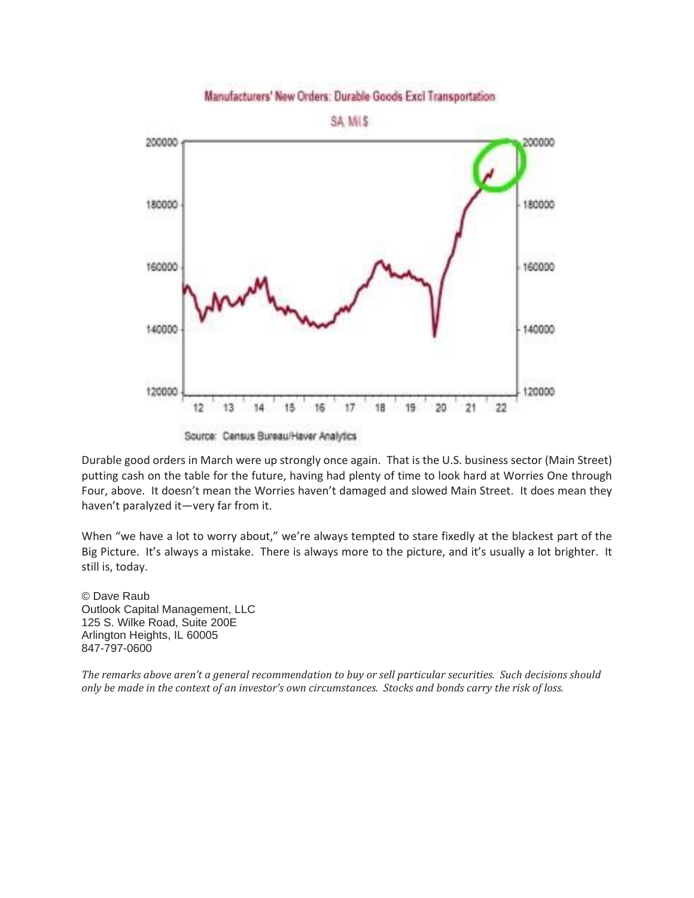Manufacturers' New Orders: Durable Goods Excl Transportation

SA, Mil.$

200000

180000

160000

140000

120000

12 13 14 15 16 17 18 19 20 21 22

Source: Census Bureau/Haver Analytics

Durable good orders in March were up strongly once again. That is the U.S. business sector (Main Street) putting cash on the table for the future, having had plenty of time to look hard at Worries One through Four, above. It doesn't mean the Worries haven't damaged and slowed Main Street. It does mean they haven't paralyzed it—very far from it.

When "we have a lot to worry about," we're always tempted to stare fixedly at the blackest part of the Big Picture. It's always a mistake. There is always more to the picture, and it's usually a lot brighter. It still is, today.

© Dave Raub
Outlook Capital Management, LLC
125 S. Wilke Road, Suite 200E
Arlington Heights, IL 60005
847-797-0600

*The remarks above aren't a general recommendation to buy or sell particular securities. Such decisions should only be made in the context of an investor's own circumstances. Stocks and bonds carry the risk of loss.*